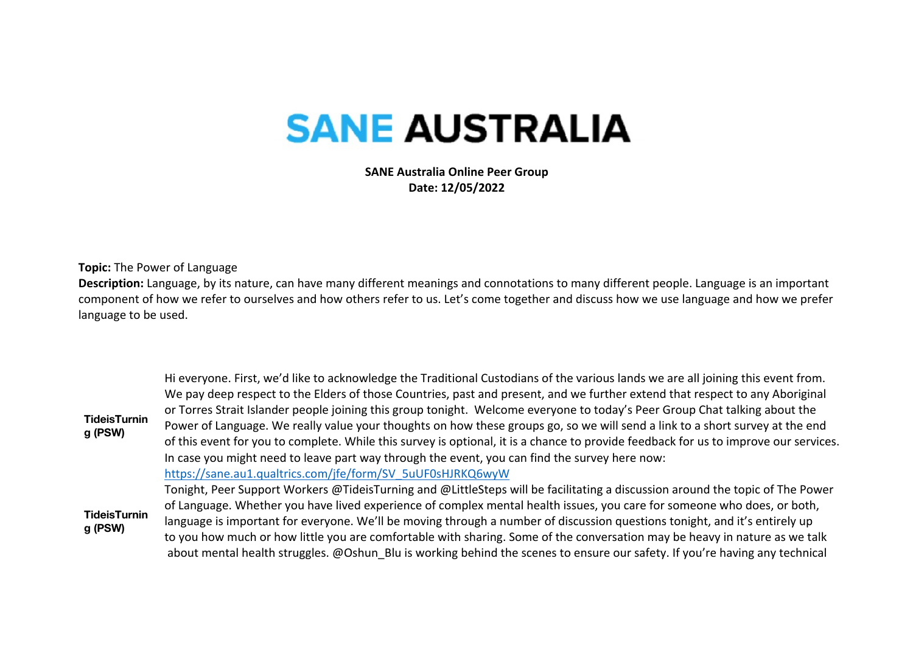# SANE AUSTRALIA

**SANE Australia Online Peer Group**
**Date: 12/05/2022**

**Topic:** The Power of Language

**Description:** Language, by its nature, can have many different meanings and connotations to many different people. Language is an important component of how we refer to ourselves and how others refer to us. Let's come together and discuss how we use language and how we prefer language to be used.

**TideisTurning (PSW)** Hi everyone. First, we'd like to acknowledge the Traditional Custodians of the various lands we are all joining this event from. We pay deep respect to the Elders of those Countries, past and present, and we further extend that respect to any Aboriginal or Torres Strait Islander people joining this group tonight. Welcome everyone to today's Peer Group Chat talking about the Power of Language. We really value your thoughts on how these groups go, so we will send a link to a short survey at the end of this event for you to complete. While this survey is optional, it is a chance to provide feedback for us to improve our services. In case you might need to leave part way through the event, you can find the survey here now: [https://sane.au1.qualtrics.com/jfe/form/SV_5uUF0sHJRKQ6wyW](https://sane.au1.qualtrics.com/jfe/form/SV_5uUF0sHJRKQ6wyW)

**TideisTurning (PSW)** Tonight, Peer Support Workers @TideisTurning and @LittleSteps will be facilitating a discussion around the topic of The Power of Language. Whether you have lived experience of complex mental health issues, you care for someone who does, or both, language is important for everyone. We'll be moving through a number of discussion questions tonight, and it's entirely up to you how much or how little you are comfortable with sharing. Some of the conversation may be heavy in nature as we talk about mental health struggles. @Oshun_Blu is working behind the scenes to ensure our safety. If you're having any technical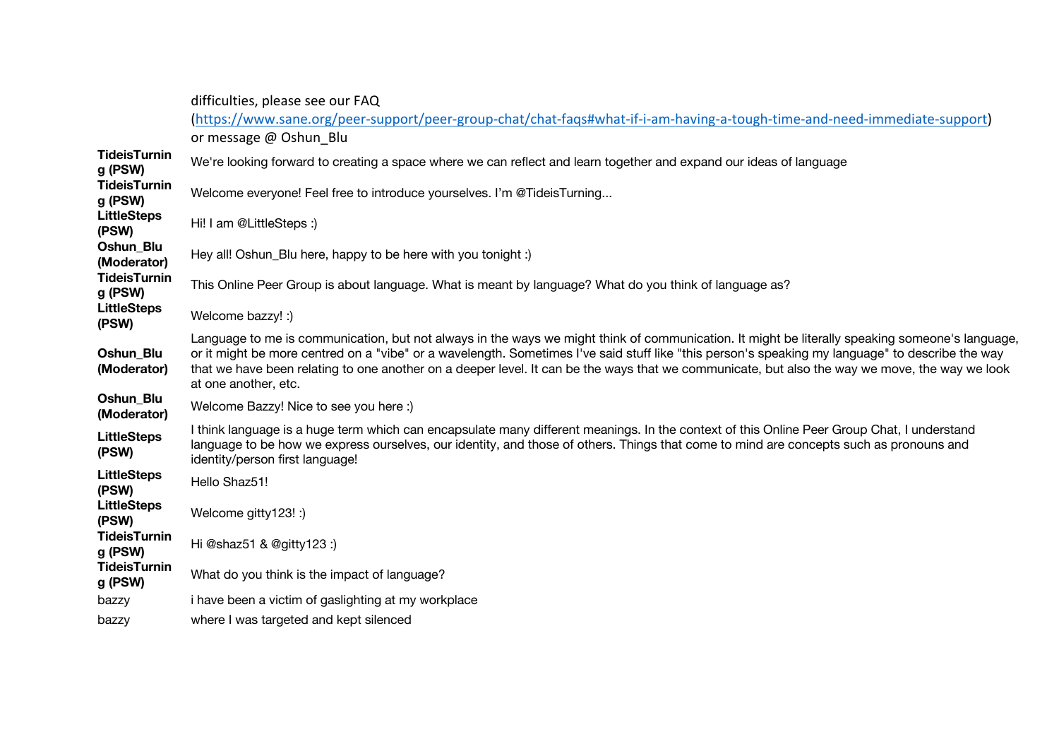| | |
|---|---|
| | difficulties, please see our FAQ ([https://www.sane.org/peer-support/peer-group-chat/chat-faqs#what-if-i-am-having-a-tough-time-and-need-immediate-support](https://www.sane.org/peer-support/peer-group-chat/chat-faqs#what-if-i-am-having-a-tough-time-and-need-immediate-support)) or message @ Oshun_Blu |
| **TideisTurning (PSW)** | We're looking forward to creating a space where we can reflect and learn together and expand our ideas of language |
| **TideisTurning (PSW)** | Welcome everyone! Feel free to introduce yourselves. I'm @TideisTurning... |
| **LittleSteps (PSW)** | Hi! I am @LittleSteps :) |
| **Oshun_Blu (Moderator)** | Hey all! Oshun_Blu here, happy to be here with you tonight :) |
| **TideisTurning (PSW)** | This Online Peer Group is about language. What is meant by language? What do you think of language as? |
| **LittleSteps (PSW)** | Welcome bazzy! :) |
| **Oshun_Blu (Moderator)** | Language to me is communication, but not always in the ways we might think of communication. It might be literally speaking someone's language, or it might be more centred on a "vibe" or a wavelength. Sometimes I've said stuff like "this person's speaking my language" to describe the way that we have been relating to one another on a deeper level. It can be the ways that we communicate, but also the way we move, the way we look at one another, etc. |
| **Oshun_Blu (Moderator)** | Welcome Bazzy! Nice to see you here :) |
| **LittleSteps (PSW)** | I think language is a huge term which can encapsulate many different meanings. In the context of this Online Peer Group Chat, I understand language to be how we express ourselves, our identity, and those of others. Things that come to mind are concepts such as pronouns and identity/person first language! |
| **LittleSteps (PSW)** | Hello Shaz51! |
| **LittleSteps (PSW)** | Welcome gitty123! :) |
| **TideisTurning (PSW)** | Hi @shaz51 & @gitty123 :) |
| **TideisTurning (PSW)** | What do you think is the impact of language? |
| bazzy | i have been a victim of gaslighting at my workplace |
| bazzy | where I was targeted and kept silenced |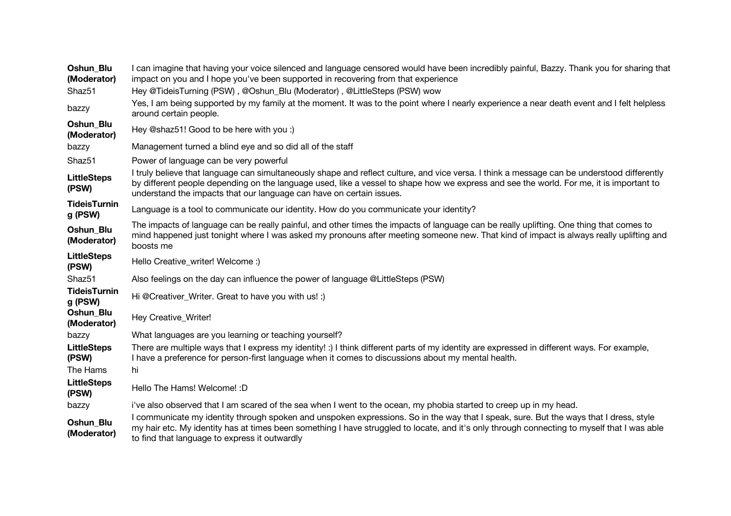| | |
|---|---|
| **Oshun_Blu (Moderator)** | I can imagine that having your voice silenced and language censored would have been incredibly painful, Bazzy. Thank you for sharing that impact on you and I hope you've been supported in recovering from that experience |
| Shaz51 | Hey @TideisTurning (PSW) , @Oshun_Blu (Moderator) , @LittleSteps (PSW) wow |
| bazzy | Yes, I am being supported by my family at the moment. It was to the point where I nearly experience a near death event and I felt helpless around certain people. |
| **Oshun_Blu (Moderator)** | Hey @shaz51! Good to be here with you :) |
| bazzy | Management turned a blind eye and so did all of the staff |
| Shaz51 | Power of language can be very powerful |
| **LittleSteps (PSW)** | I truly believe that language can simultaneously shape and reflect culture, and vice versa. I think a message can be understood differently by different people depending on the language used, like a vessel to shape how we express and see the world. For me, it is important to understand the impacts that our language can have on certain issues. |
| **TideisTurning (PSW)** | Language is a tool to communicate our identity. How do you communicate your identity? |
| **Oshun_Blu (Moderator)** | The impacts of language can be really painful, and other times the impacts of language can be really uplifting. One thing that comes to mind happened just tonight where I was asked my pronouns after meeting someone new. That kind of impact is always really uplifting and boosts me |
| **LittleSteps (PSW)** | Hello Creative_writer! Welcome :) |
| Shaz51 | Also feelings on the day can influence the power of language @LittleSteps (PSW) |
| **TideisTurning (PSW)** | Hi @Creativer_Writer. Great to have you with us! :) |
| **Oshun_Blu (Moderator)** | Hey Creative_Writer! |
| bazzy | What languages are you learning or teaching yourself? |
| **LittleSteps (PSW)** | There are multiple ways that I express my identity! :) I think different parts of my identity are expressed in different ways. For example, I have a preference for person-first language when it comes to discussions about my mental health. |
| The Hams | hi |
| **LittleSteps (PSW)** | Hello The Hams! Welcome! :D |
| bazzy | i've also observed that I am scared of the sea when I went to the ocean, my phobia started to creep up in my head. |
| **Oshun_Blu (Moderator)** | I communicate my identity through spoken and unspoken expressions. So in the way that I speak, sure. But the ways that I dress, style my hair etc. My identity has at times been something I have struggled to locate, and it's only through connecting to myself that I was able to find that language to express it outwardly |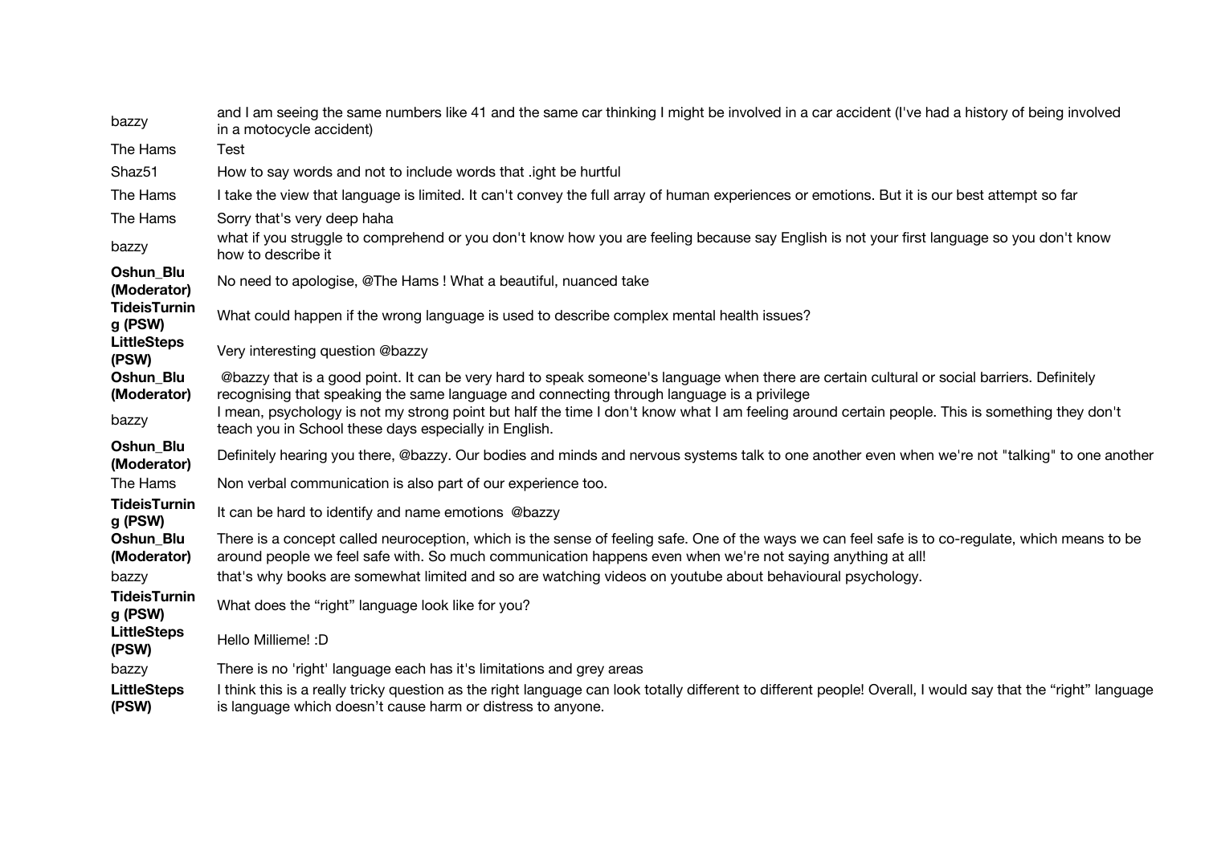| | |
|---|---|
| bazzy | and I am seeing the same numbers like 41 and the same car thinking I might be involved in a car accident (I've had a history of being involved in a motocycle accident) |
| The Hams | Test |
| Shaz51 | How to say words and not to include words that .ight be hurtful |
| The Hams | I take the view that language is limited. It can't convey the full array of human experiences or emotions. But it is our best attempt so far |
| The Hams | Sorry that's very deep haha |
| bazzy | what if you struggle to comprehend or you don't know how you are feeling because say English is not your first language so you don't know how to describe it |
| **Oshun_Blu (Moderator)** | No need to apologise, @The Hams ! What a beautiful, nuanced take |
| **TideisTurning (PSW)** | What could happen if the wrong language is used to describe complex mental health issues? |
| **LittleSteps (PSW)** | Very interesting question @bazzy |
| **Oshun_Blu (Moderator)** | @bazzy that is a good point. It can be very hard to speak someone's language when there are certain cultural or social barriers. Definitely recognising that speaking the same language and connecting through language is a privilege |
| bazzy | I mean, psychology is not my strong point but half the time I don't know what I am feeling around certain people. This is something they don't teach you in School these days especially in English. |
| **Oshun_Blu (Moderator)** | Definitely hearing you there, @bazzy. Our bodies and minds and nervous systems talk to one another even when we're not "talking" to one another |
| The Hams | Non verbal communication is also part of our experience too. |
| **TideisTurning (PSW)** | It can be hard to identify and name emotions @bazzy |
| **Oshun_Blu (Moderator)** | There is a concept called neuroception, which is the sense of feeling safe. One of the ways we can feel safe is to co-regulate, which means to be around people we feel safe with. So much communication happens even when we're not saying anything at all! |
| bazzy | that's why books are somewhat limited and so are watching videos on youtube about behavioural psychology. |
| **TideisTurning (PSW)** | What does the "right" language look like for you? |
| **LittleSteps (PSW)** | Hello Milliеme! :D |
| bazzy | There is no 'right' language each has it's limitations and grey areas |
| **LittleSteps (PSW)** | I think this is a really tricky question as the right language can look totally different to different people! Overall, I would say that the "right" language is language which doesn't cause harm or distress to anyone. |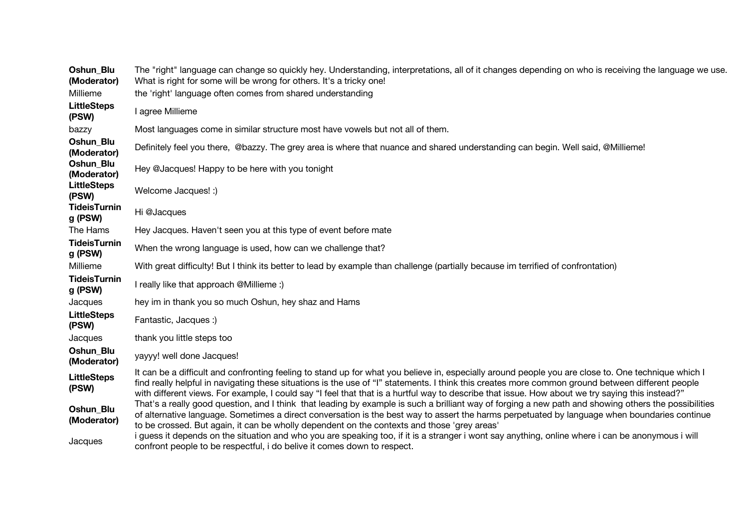| | |
|---|---|
| **Oshun_Blu (Moderator)** | The "right" language can change so quickly hey. Understanding, interpretations, all of it changes depending on who is receiving the language we use. What is right for some will be wrong for others. It's a tricky one! |
| Millieme | the 'right' language often comes from shared understanding |
| **LittleSteps (PSW)** | I agree Millieme |
| bazzy | Most languages come in similar structure most have vowels but not all of them. |
| **Oshun_Blu (Moderator)** | Definitely feel you there, @bazzy. The grey area is where that nuance and shared understanding can begin. Well said, @Millieme! |
| **Oshun_Blu (Moderator)** | Hey @Jacques! Happy to be here with you tonight |
| **LittleSteps (PSW)** | Welcome Jacques! :) |
| **TideisTurning (PSW)** | Hi @Jacques |
| The Hams | Hey Jacques. Haven't seen you at this type of event before mate |
| **TideisTurning (PSW)** | When the wrong language is used, how can we challenge that? |
| Millieme | With great difficulty! But I think its better to lead by example than challenge (partially because im terrified of confrontation) |
| **TideisTurning (PSW)** | I really like that approach @Millieme :) |
| Jacques | hey im in thank you so much Oshun, hey shaz and Hams |
| **LittleSteps (PSW)** | Fantastic, Jacques :) |
| Jacques | thank you little steps too |
| **Oshun_Blu (Moderator)** | yayyy! well done Jacques! |
| **LittleSteps (PSW)** | It can be a difficult and confronting feeling to stand up for what you believe in, especially around people you are close to. One technique which I find really helpful in navigating these situations is the use of "I" statements. I think this creates more common ground between different people with different views. For example, I could say "I feel that that is a hurtful way to describe that issue. How about we try saying this instead?" |
| **Oshun_Blu (Moderator)** | That's a really good question, and I think that leading by example is such a brilliant way of forging a new path and showing others the possibilities of alternative language. Sometimes a direct conversation is the best way to assert the harms perpetuated by language when boundaries continue to be crossed. But again, it can be wholly dependent on the contexts and those 'grey areas' |
| Jacques | i guess it depends on the situation and who you are speaking too, if it is a stranger i wont say anything, online where i can be anonymous i will confront people to be respectful, i do belive it comes down to respect. |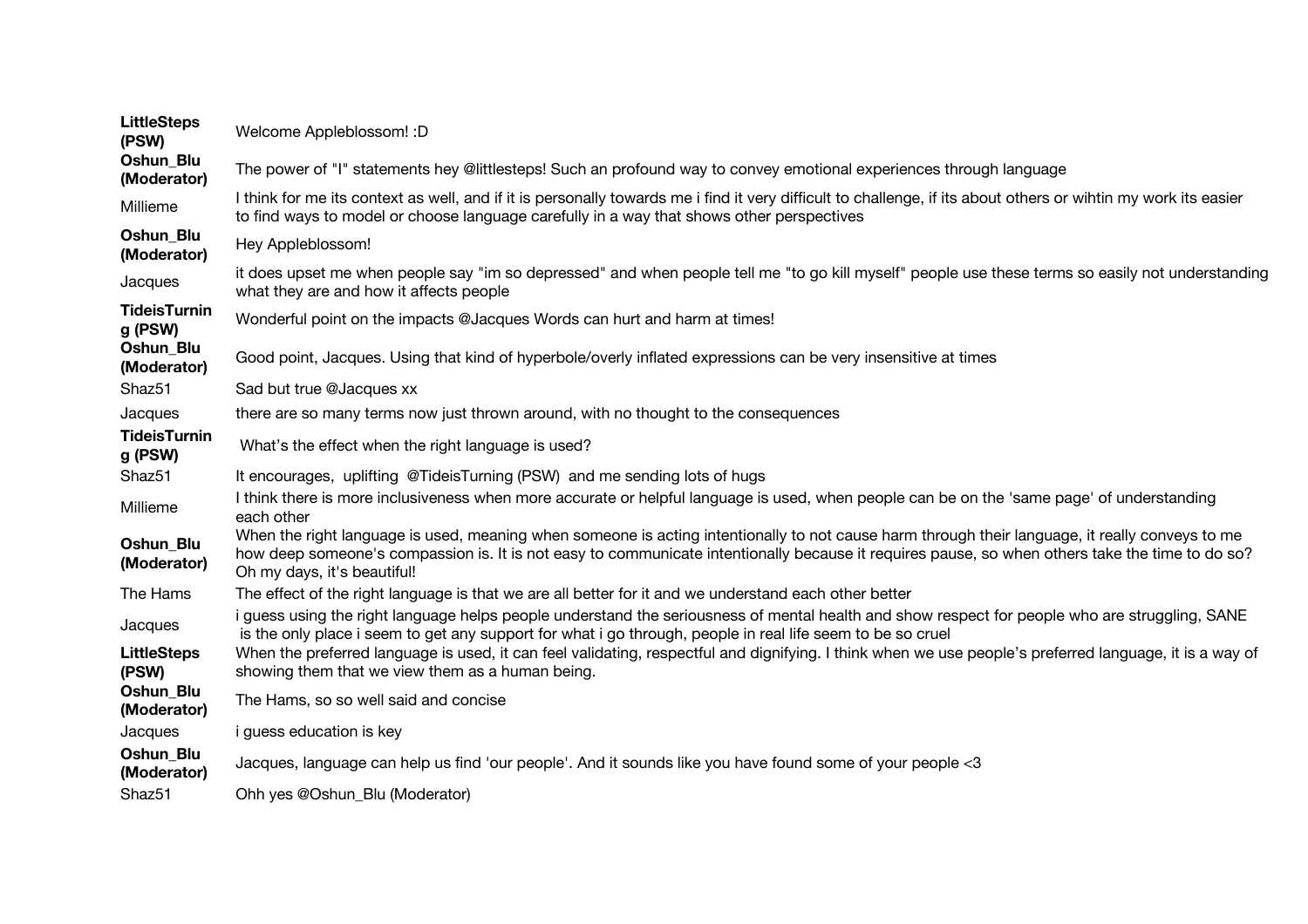| | |
|---|---|
| **LittleSteps (PSW)** | Welcome Appleblossom! :D |
| **Oshun_Blu (Moderator)** | The power of "I" statements hey @littlesteps! Such an profound way to convey emotional experiences through language |
| Millieme | I think for me its context as well, and if it is personally towards me i find it very difficult to challenge, if its about others or wihtin my work its easier to find ways to model or choose language carefully in a way that shows other perspectives |
| **Oshun_Blu (Moderator)** | Hey Appleblossom! |
| Jacques | it does upset me when people say "im so depressed" and when people tell me "to go kill myself" people use these terms so easily not understanding what they are and how it affects people |
| **TideisTurning (PSW)** | Wonderful point on the impacts @Jacques Words can hurt and harm at times! |
| **Oshun_Blu (Moderator)** | Good point, Jacques. Using that kind of hyperbole/overly inflated expressions can be very insensitive at times |
| Shaz51 | Sad but true @Jacques xx |
| Jacques | there are so many terms now just thrown around, with no thought to the consequences |
| **TideisTurning (PSW)** | What's the effect when the right language is used? |
| Shaz51 | It encourages, uplifting @TideisTurning (PSW) and me sending lots of hugs |
| Millieme | I think there is more inclusiveness when more accurate or helpful language is used, when people can be on the 'same page' of understanding each other |
| **Oshun_Blu (Moderator)** | When the right language is used, meaning when someone is acting intentionally to not cause harm through their language, it really conveys to me how deep someone's compassion is. It is not easy to communicate intentionally because it requires pause, so when others take the time to do so? Oh my days, it's beautiful! |
| The Hams | The effect of the right language is that we are all better for it and we understand each other better |
| Jacques | i guess using the right language helps people understand the seriousness of mental health and show respect for people who are struggling, SANE is the only place i seem to get any support for what i go through, people in real life seem to be so cruel |
| **LittleSteps (PSW)** | When the preferred language is used, it can feel validating, respectful and dignifying. I think when we use people's preferred language, it is a way of showing them that we view them as a human being. |
| **Oshun_Blu (Moderator)** | The Hams, so so well said and concise |
| Jacques | i guess education is key |
| **Oshun_Blu (Moderator)** | Jacques, language can help us find 'our people'. And it sounds like you have found some of your people <3 |
| Shaz51 | Ohh yes @Oshun_Blu (Moderator) |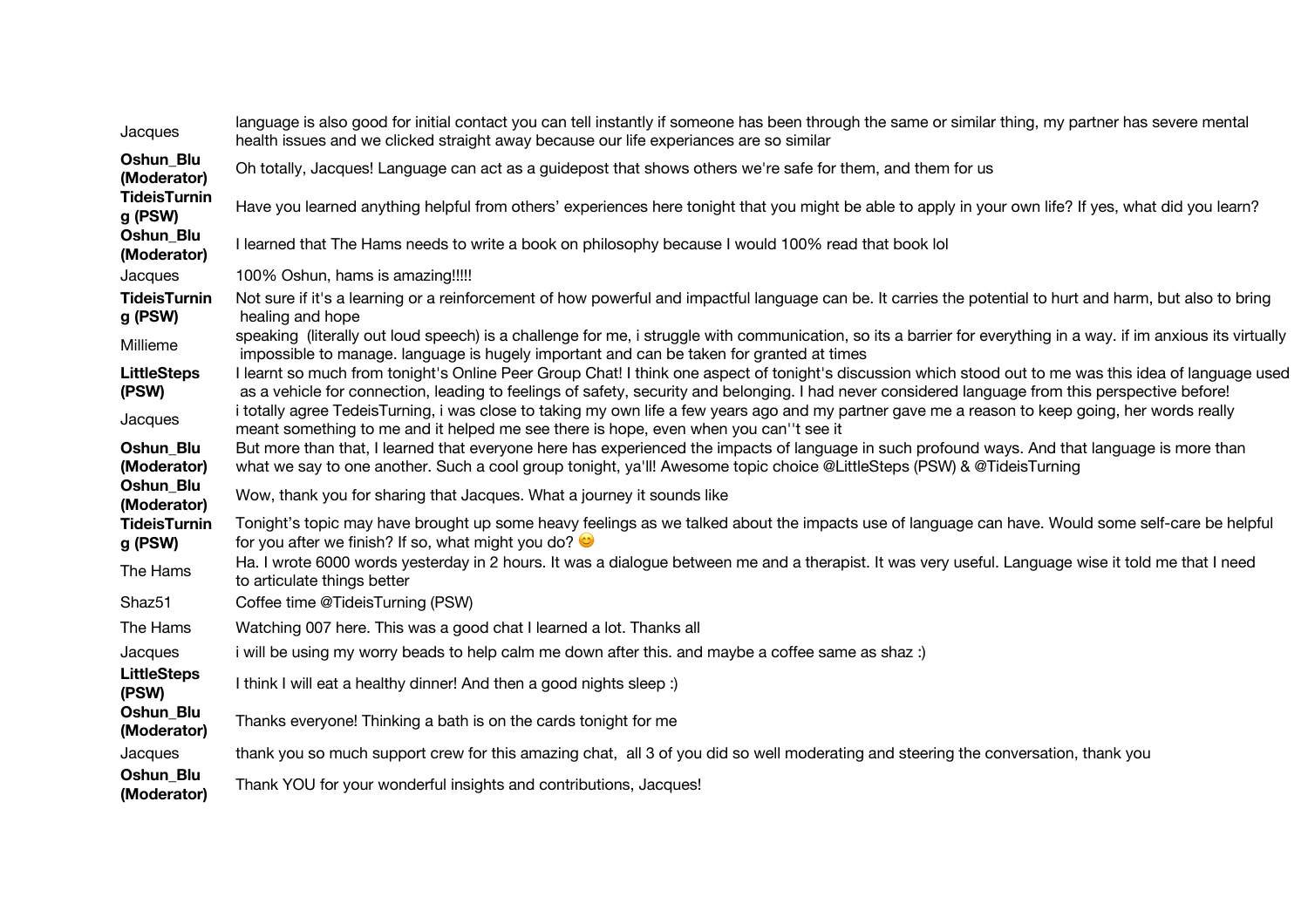| | |
|---|---|
| Jacques | language is also good for initial contact you can tell instantly if someone has been through the same or similar thing, my partner has severe mental health issues and we clicked straight away because our life experiances are so similar |
| **Oshun_Blu (Moderator)** | Oh totally, Jacques! Language can act as a guidepost that shows others we're safe for them, and them for us |
| **TideisTurning (PSW)** | Have you learned anything helpful from others' experiences here tonight that you might be able to apply in your own life? If yes, what did you learn? |
| **Oshun_Blu (Moderator)** | I learned that The Hams needs to write a book on philosophy because I would 100% read that book lol |
| Jacques | 100% Oshun, hams is amazing!!!!! |
| **TideisTurning (PSW)** | Not sure if it's a learning or a reinforcement of how powerful and impactful language can be. It carries the potential to hurt and harm, but also to bring healing and hope |
| Millieme | speaking (literally out loud speech) is a challenge for me, i struggle with communication, so its a barrier for everything in a way. if im anxious its virtually impossible to manage. language is hugely important and can be taken for granted at times |
| **LittleSteps (PSW)** | I learnt so much from tonight's Online Peer Group Chat! I think one aspect of tonight's discussion which stood out to me was this idea of language used as a vehicle for connection, leading to feelings of safety, security and belonging. I had never considered language from this perspective before! |
| Jacques | i totally agree TedeisTurning, i was close to taking my own life a few years ago and my partner gave me a reason to keep going, her words really meant something to me and it helped me see there is hope, even when you can''t see it |
| **Oshun_Blu (Moderator)** | But more than that, I learned that everyone here has experienced the impacts of language in such profound ways. And that language is more than what we say to one another. Such a cool group tonight, ya'll! Awesome topic choice @LittleSteps (PSW) & @TideisTurning |
| **Oshun_Blu (Moderator)** | Wow, thank you for sharing that Jacques. What a journey it sounds like |
| **TideisTurning (PSW)** | Tonight's topic may have brought up some heavy feelings as we talked about the impacts use of language can have. Would some self-care be helpful for you after we finish? If so, what might you do? 😊 |
| The Hams | Ha. I wrote 6000 words yesterday in 2 hours. It was a dialogue between me and a therapist. It was very useful. Language wise it told me that I need to articulate things better |
| Shaz51 | Coffee time @TideisTurning (PSW) |
| The Hams | Watching 007 here. This was a good chat I learned a lot. Thanks all |
| Jacques | i will be using my worry beads to help calm me down after this. and maybe a coffee same as shaz :) |
| **LittleSteps (PSW)** | I think I will eat a healthy dinner! And then a good nights sleep :) |
| **Oshun_Blu (Moderator)** | Thanks everyone! Thinking a bath is on the cards tonight for me |
| Jacques | thank you so much support crew for this amazing chat, all 3 of you did so well moderating and steering the conversation, thank you |
| **Oshun_Blu (Moderator)** | Thank YOU for your wonderful insights and contributions, Jacques! |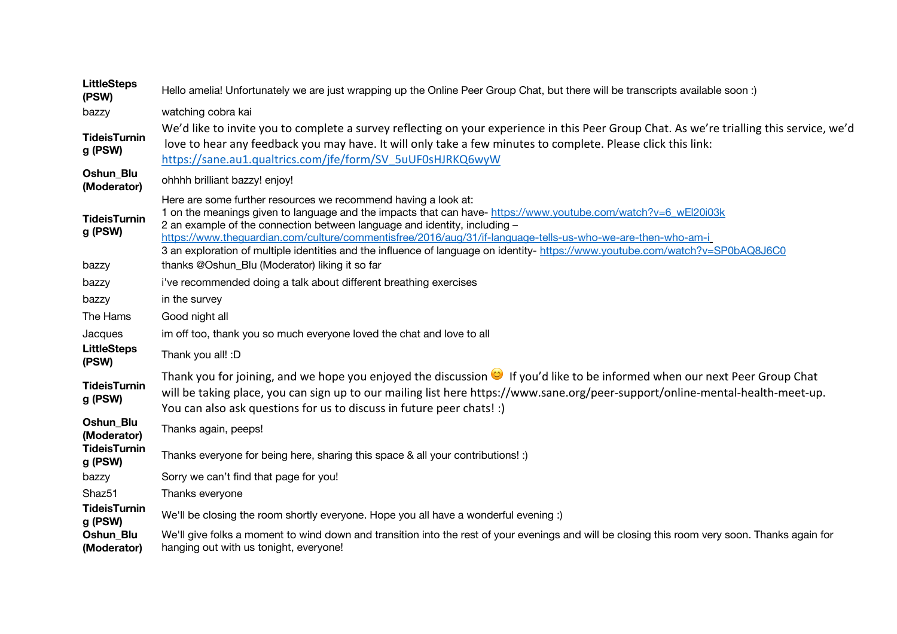| | |
|---|---|
| **LittleSteps (PSW)** | Hello amelia! Unfortunately we are just wrapping up the Online Peer Group Chat, but there will be transcripts available soon :) |
| bazzy | watching cobra kai |
| **TideisTurning (PSW)** | We'd like to invite you to complete a survey reflecting on your experience in this Peer Group Chat. As we're trialling this service, we'd love to hear any feedback you may have. It will only take a few minutes to complete. Please click this link: https://sane.au1.qualtrics.com/jfe/form/SV_5uUF0sHJRKQ6wyW |
| **Oshun_Blu (Moderator)** | ohhhh brilliant bazzy! enjoy! |
| **TideisTurning (PSW)** | Here are some further resources we recommend having a look at:<br>1 on the meanings given to language and the impacts that can have- https://www.youtube.com/watch?v=6_wEl20i03k<br>2 an example of the connection between language and identity, including – https://www.theguardian.com/culture/commentisfree/2016/aug/31/if-language-tells-us-who-we-are-then-who-am-i<br>3 an exploration of multiple identities and the influence of language on identity- https://www.youtube.com/watch?v=SP0bAQ8J6C0 |
| bazzy | thanks @Oshun_Blu (Moderator) liking it so far |
| bazzy | i've recommended doing a talk about different breathing exercises |
| bazzy | in the survey |
| The Hams | Good night all |
| Jacques | im off too, thank you so much everyone loved the chat and love to all |
| **LittleSteps (PSW)** | Thank you all! :D |
| **TideisTurning (PSW)** | Thank you for joining, and we hope you enjoyed the discussion 😊 If you'd like to be informed when our next Peer Group Chat will be taking place, you can sign up to our mailing list here https://www.sane.org/peer-support/online-mental-health-meet-up. You can also ask questions for us to discuss in future peer chats! :) |
| **Oshun_Blu (Moderator)** | Thanks again, peeps! |
| **TideisTurning (PSW)** | Thanks everyone for being here, sharing this space & all your contributions! :) |
| bazzy | Sorry we can't find that page for you! |
| Shaz51 | Thanks everyone |
| **TideisTurning (PSW)** | We'll be closing the room shortly everyone. Hope you all have a wonderful evening :) |
| **Oshun_Blu (Moderator)** | We'll give folks a moment to wind down and transition into the rest of your evenings and will be closing this room very soon. Thanks again for hanging out with us tonight, everyone! |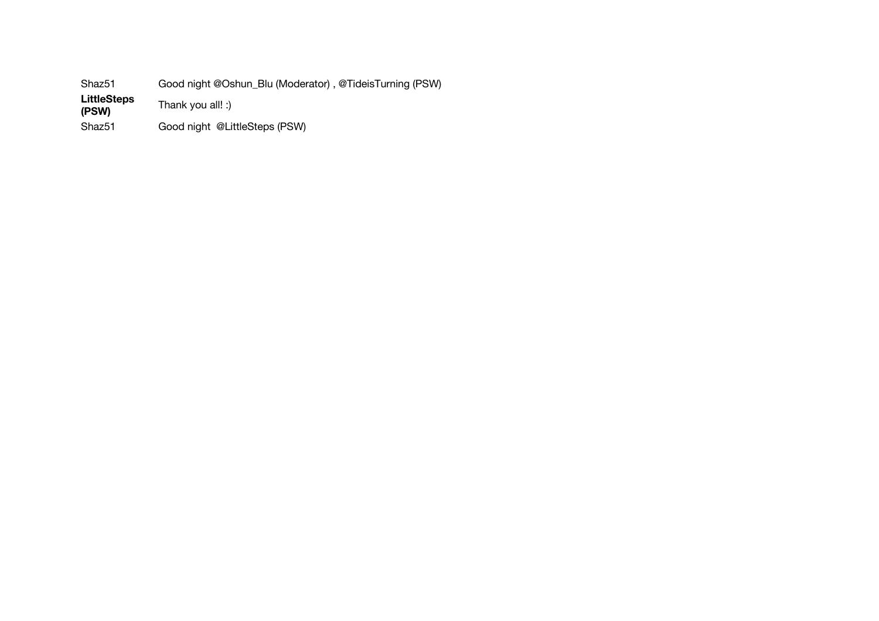| | |
|---|---|
| Shaz51 | Good night @Oshun_Blu (Moderator) , @TideisTurning (PSW) |
| **LittleSteps (PSW)** | Thank you all! :) |
| Shaz51 | Good night  @LittleSteps (PSW) |